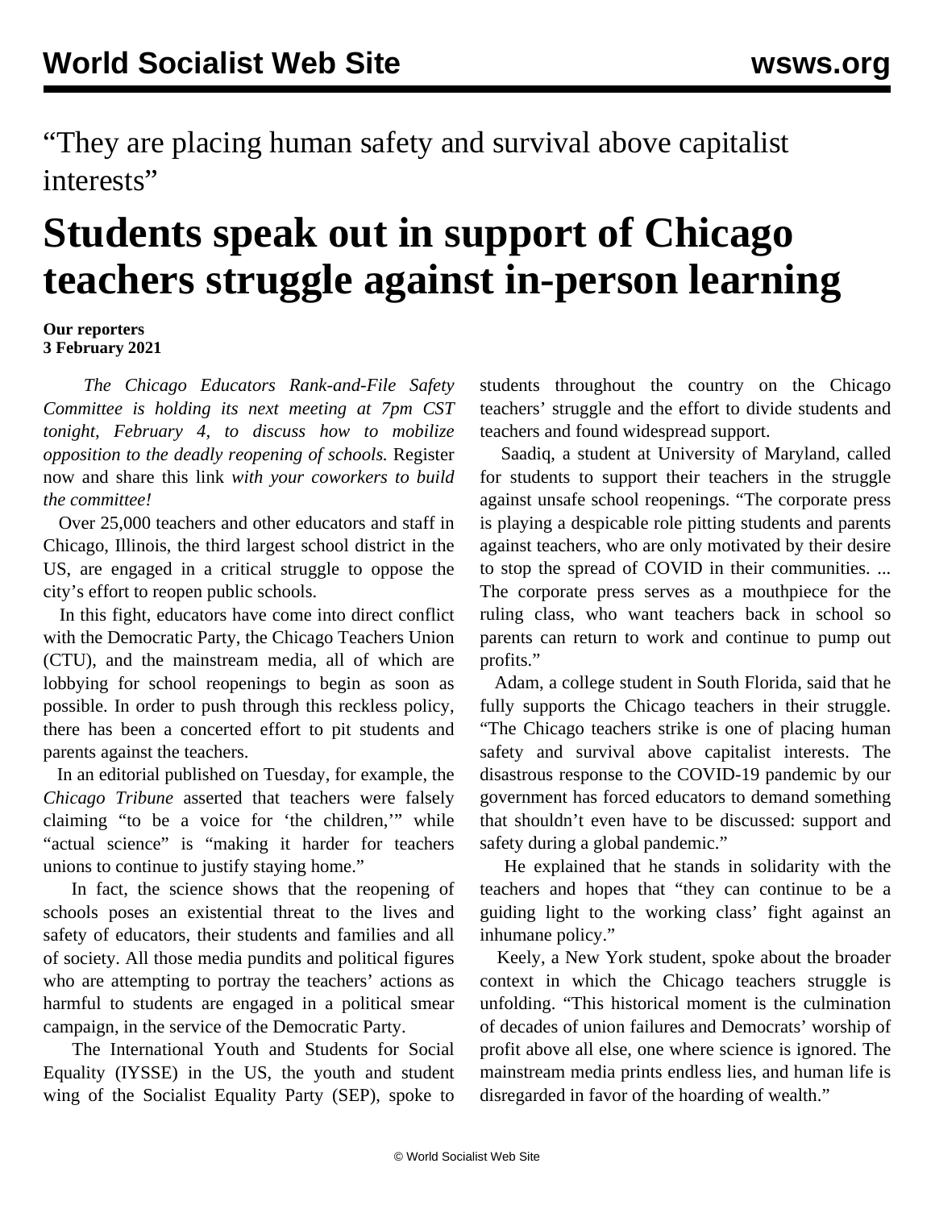“They are placing human safety and survival above capitalist interests”

# Students speak out in support of Chicago teachers struggle against in-person learning

**Our reporters**
**3 February 2021**

*The Chicago Educators Rank-and-File Safety Committee is holding its next meeting at 7pm CST tonight, February 4, to discuss how to mobilize opposition to the deadly reopening of schools.* Register now and share this link *with your coworkers to build the committee!*

Over 25,000 teachers and other educators and staff in Chicago, Illinois, the third largest school district in the US, are engaged in a critical struggle to oppose the city’s effort to reopen public schools.

In this fight, educators have come into direct conflict with the Democratic Party, the Chicago Teachers Union (CTU), and the mainstream media, all of which are lobbying for school reopenings to begin as soon as possible. In order to push through this reckless policy, there has been a concerted effort to pit students and parents against the teachers.

In an editorial published on Tuesday, for example, the *Chicago Tribune* asserted that teachers were falsely claiming “to be a voice for ‘the children,’” while “actual science” is “making it harder for teachers unions to continue to justify staying home.”

In fact, the science shows that the reopening of schools poses an existential threat to the lives and safety of educators, their students and families and all of society. All those media pundits and political figures who are attempting to portray the teachers’ actions as harmful to students are engaged in a political smear campaign, in the service of the Democratic Party.

The International Youth and Students for Social Equality (IYSSE) in the US, the youth and student wing of the Socialist Equality Party (SEP), spoke to students throughout the country on the Chicago teachers’ struggle and the effort to divide students and teachers and found widespread support.

Saadiq, a student at University of Maryland, called for students to support their teachers in the struggle against unsafe school reopenings. “The corporate press is playing a despicable role pitting students and parents against teachers, who are only motivated by their desire to stop the spread of COVID in their communities. ... The corporate press serves as a mouthpiece for the ruling class, who want teachers back in school so parents can return to work and continue to pump out profits.”

Adam, a college student in South Florida, said that he fully supports the Chicago teachers in their struggle. “The Chicago teachers strike is one of placing human safety and survival above capitalist interests. The disastrous response to the COVID-19 pandemic by our government has forced educators to demand something that shouldn’t even have to be discussed: support and safety during a global pandemic.”

He explained that he stands in solidarity with the teachers and hopes that “they can continue to be a guiding light to the working class’ fight against an inhumane policy.”

Keely, a New York student, spoke about the broader context in which the Chicago teachers struggle is unfolding. “This historical moment is the culmination of decades of union failures and Democrats’ worship of profit above all else, one where science is ignored. The mainstream media prints endless lies, and human life is disregarded in favor of the hoarding of wealth.”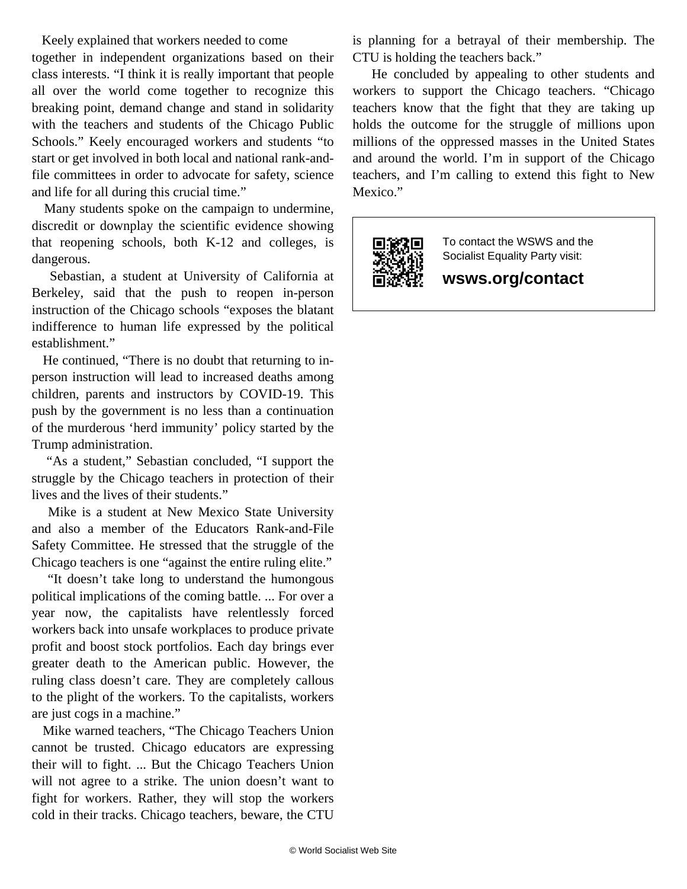Keely explained that workers needed to come together in independent organizations based on their class interests. “I think it is really important that people all over the world come together to recognize this breaking point, demand change and stand in solidarity with the teachers and students of the Chicago Public Schools.” Keely encouraged workers and students “to start or get involved in both local and national rank-and-file committees in order to advocate for safety, science and life for all during this crucial time.”

Many students spoke on the campaign to undermine, discredit or downplay the scientific evidence showing that reopening schools, both K-12 and colleges, is dangerous.

Sebastian, a student at University of California at Berkeley, said that the push to reopen in-person instruction of the Chicago schools “exposes the blatant indifference to human life expressed by the political establishment.”

He continued, “There is no doubt that returning to in-person instruction will lead to increased deaths among children, parents and instructors by COVID-19. This push by the government is no less than a continuation of the murderous ‘herd immunity’ policy started by the Trump administration.

“As a student,” Sebastian concluded, “I support the struggle by the Chicago teachers in protection of their lives and the lives of their students.”

Mike is a student at New Mexico State University and also a member of the Educators Rank-and-File Safety Committee. He stressed that the struggle of the Chicago teachers is one “against the entire ruling elite.”

“It doesn’t take long to understand the humongous political implications of the coming battle. ... For over a year now, the capitalists have relentlessly forced workers back into unsafe workplaces to produce private profit and boost stock portfolios. Each day brings ever greater death to the American public. However, the ruling class doesn’t care. They are completely callous to the plight of the workers. To the capitalists, workers are just cogs in a machine.”

Mike warned teachers, “The Chicago Teachers Union cannot be trusted. Chicago educators are expressing their will to fight. ... But the Chicago Teachers Union will not agree to a strike. The union doesn’t want to fight for workers. Rather, they will stop the workers cold in their tracks. Chicago teachers, beware, the CTU is planning for a betrayal of their membership. The CTU is holding the teachers back.”

He concluded by appealing to other students and workers to support the Chicago teachers. “Chicago teachers know that the fight that they are taking up holds the outcome for the struggle of millions upon millions of the oppressed masses in the United States and around the world. I’m in support of the Chicago teachers, and I’m calling to extend this fight to New Mexico.”

To contact the WSWS and the Socialist Equality Party visit:

**wsws.org/contact**